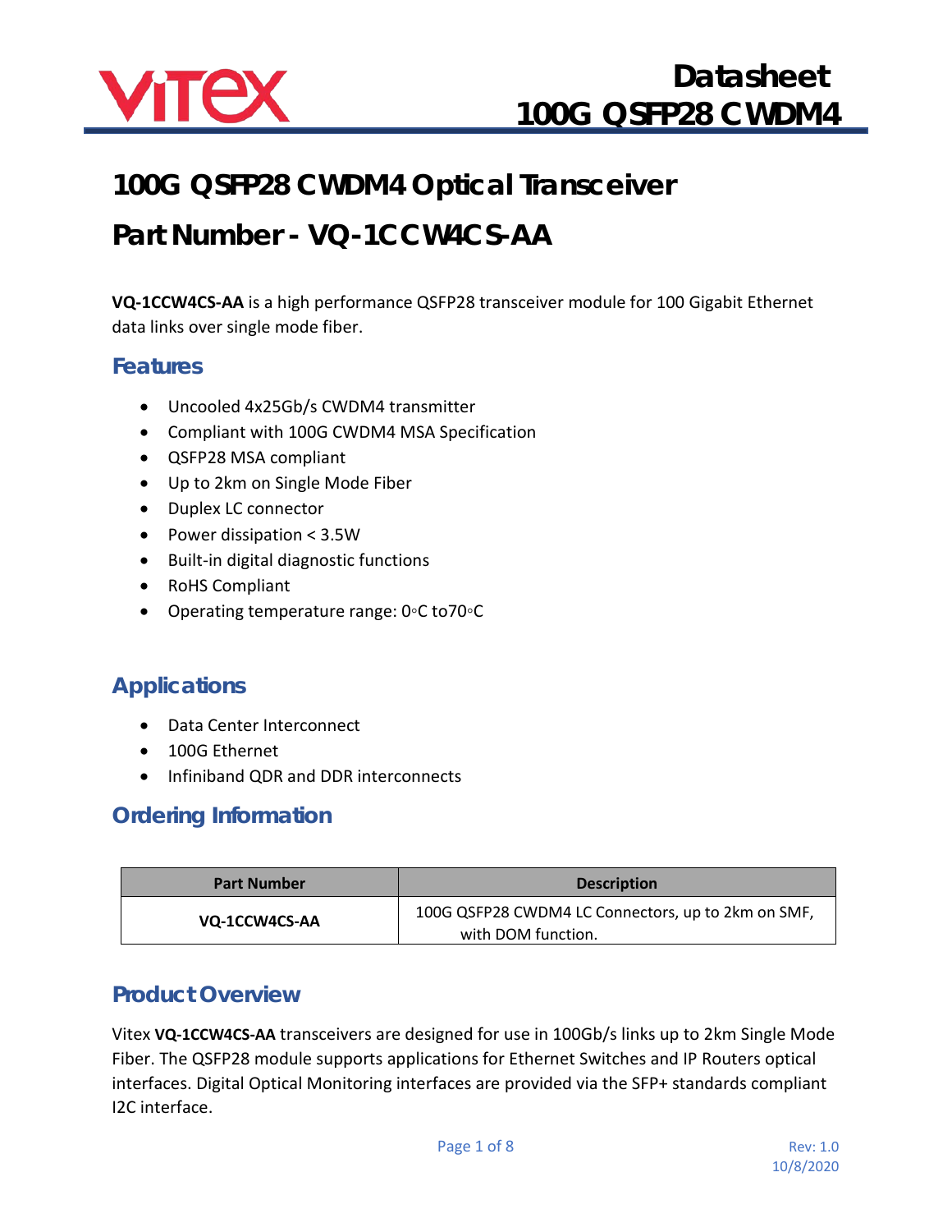# 100G QSFP28 CWDM4 Optical Transceiver

# Part Number - VQ-1CCW4CS-AA

**VQ-1CCW4CS-AA** is a high performance QSFP28 transceiver module for 100 Gigabit Ethernet data links over single mode fiber.

## Features

- Uncooled 4x25Gb/s CWDM4 transmitter
- Compliant with 100G CWDM4 MSA Specification
- QSFP28 MSA compliant
- Up to 2km on Single Mode Fiber
- Duplex LC connector
- Power dissipation < 3.5W
- Built-in digital diagnostic functions
- RoHS Compliant
- Operating temperature range: 0◦C to70◦C

## Applications

- Data Center Interconnect
- 100G Ethernet
- Infiniband QDR and DDR interconnects

## Ordering Information

| Part Number | Description |
|---|---|
| **VQ-1CCW4CS-AA** | 100G QSFP28 CWDM4 LC Connectors, up to 2km on SMF, with DOM function. |

## Product Overview

Vitex **VQ-1CCW4CS-AA** transceivers are designed for use in 100Gb/s links up to 2km Single Mode Fiber. The QSFP28 module supports applications for Ethernet Switches and IP Routers optical interfaces. Digital Optical Monitoring interfaces are provided via the SFP+ standards compliant I2C interface.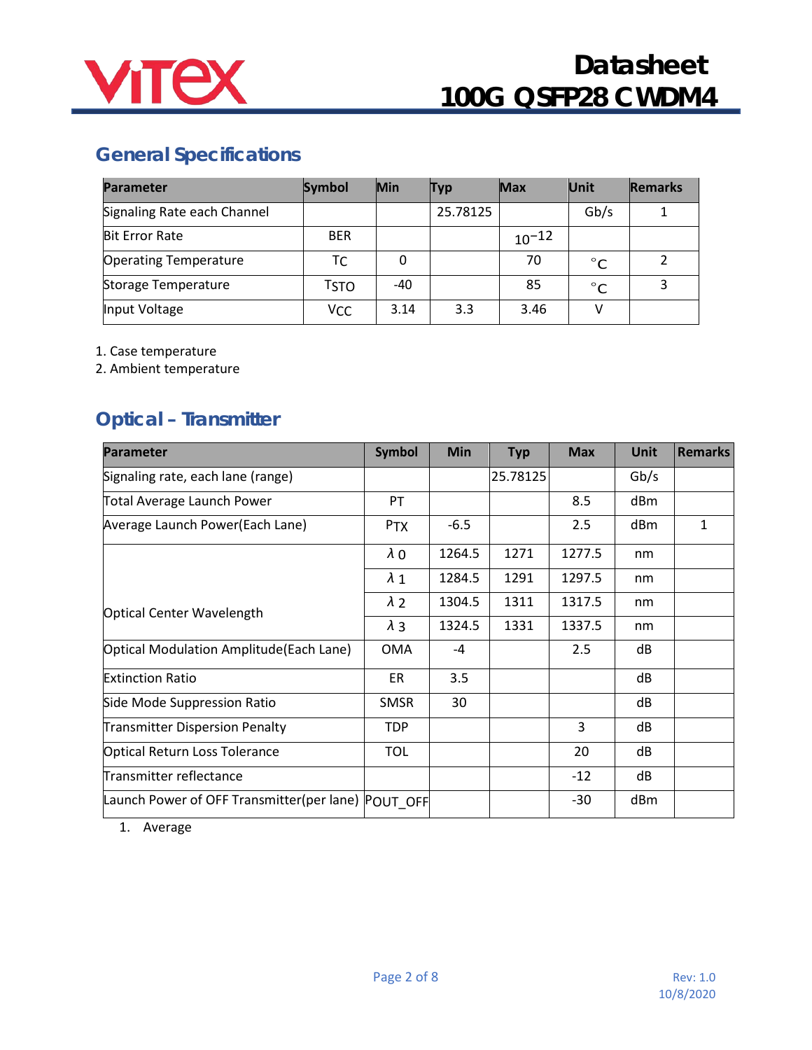## General Specifications

| Parameter | Symbol | Min | Typ | Max | Unit | Remarks |
|---|---|---|---|---|---|---|
| Signaling Rate each Channel | | | 25.78125 | | Gb/s | 1 |
| Bit Error Rate | BER | | | $10^{-12}$ | | |
| Operating Temperature | $T_C$ | 0 | | 70 | °C | 2 |
| Storage Temperature | $T_{STO}$ | -40 | | 85 | °C | 3 |
| Input Voltage | $V_{CC}$ | 3.14 | 3.3 | 3.46 | V | |

1. Case temperature
2. Ambient temperature

## Optical – Transmitter

| Parameter | Symbol | Min | Typ | Max | Unit | Remarks |
|---|---|---|---|---|---|---|
| Signaling rate, each lane (range) | | | 25.78125 | | Gb/s | |
| Total Average Launch Power | PT | | | 8.5 | dBm | |
| Average Launch Power(Each Lane) | $P_{TX}$ | -6.5 | | 2.5 | dBm | 1 |
| Optical Center Wavelength | $\lambda 0$ | 1264.5 | 1271 | 1277.5 | nm | |
| | $\lambda 1$ | 1284.5 | 1291 | 1297.5 | nm | |
| | $\lambda 2$ | 1304.5 | 1311 | 1317.5 | nm | |
| | $\lambda 3$ | 1324.5 | 1331 | 1337.5 | nm | |
| Optical Modulation Amplitude(Each Lane) | OMA | -4 | | 2.5 | dB | |
| Extinction Ratio | ER | 3.5 | | | dB | |
| Side Mode Suppression Ratio | SMSR | 30 | | | dB | |
| Transmitter Dispersion Penalty | TDP | | | 3 | dB | |
| Optical Return Loss Tolerance | TOL | | | 20 | dB | |
| Transmitter reflectance | | | | -12 | dB | |
| Launch Power of OFF Transmitter(per lane) | POUT_OFF | | | -30 | dBm | |

1. Average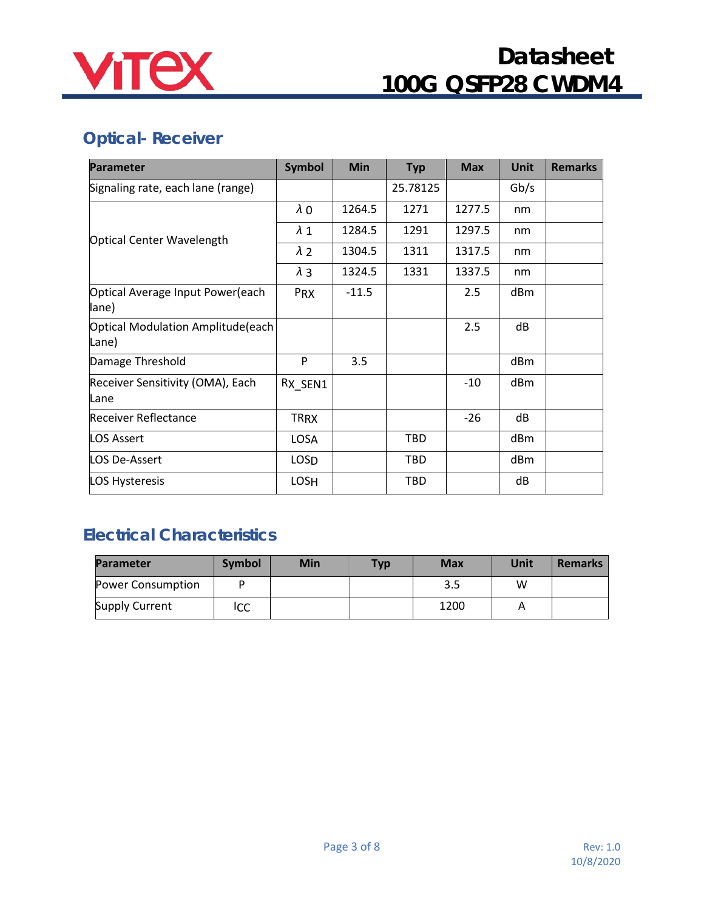## Optical- Receiver

| Parameter | Symbol | Min | Typ | Max | Unit | Remarks |
|---|---|---|---|---|---|---|
| Signaling rate, each lane (range) | | | 25.78125 | | Gb/s | |
| Optical Center Wavelength | $\lambda 0$ | 1264.5 | 1271 | 1277.5 | nm | |
| | $\lambda 1$ | 1284.5 | 1291 | 1297.5 | nm | |
| | $\lambda 2$ | 1304.5 | 1311 | 1317.5 | nm | |
| | $\lambda 3$ | 1324.5 | 1331 | 1337.5 | nm | |
| Optical Average Input Power(each lane) | $P_{RX}$ | -11.5 | | 2.5 | dBm | |
| Optical Modulation Amplitude(each Lane) | | | | 2.5 | dB | |
| Damage Threshold | P | 3.5 | | | dBm | |
| Receiver Sensitivity (OMA), Each Lane | $R_{X}$_SEN1 | | | -10 | dBm | |
| Receiver Reflectance | $TR_{RX}$ | | | -26 | dB | |
| LOS Assert | $LOS_A$ | | TBD | | dBm | |
| LOS De-Assert | $LOS_D$ | | TBD | | dBm | |
| LOS Hysteresis | $LOS_H$ | | TBD | | dB | |

## Electrical Characteristics

| Parameter | Symbol | Min | Typ | Max | Unit | Remarks |
|---|---|---|---|---|---|---|
| Power Consumption | P | | | 3.5 | W | |
| Supply Current | $I_{CC}$ | | | 1200 | A | |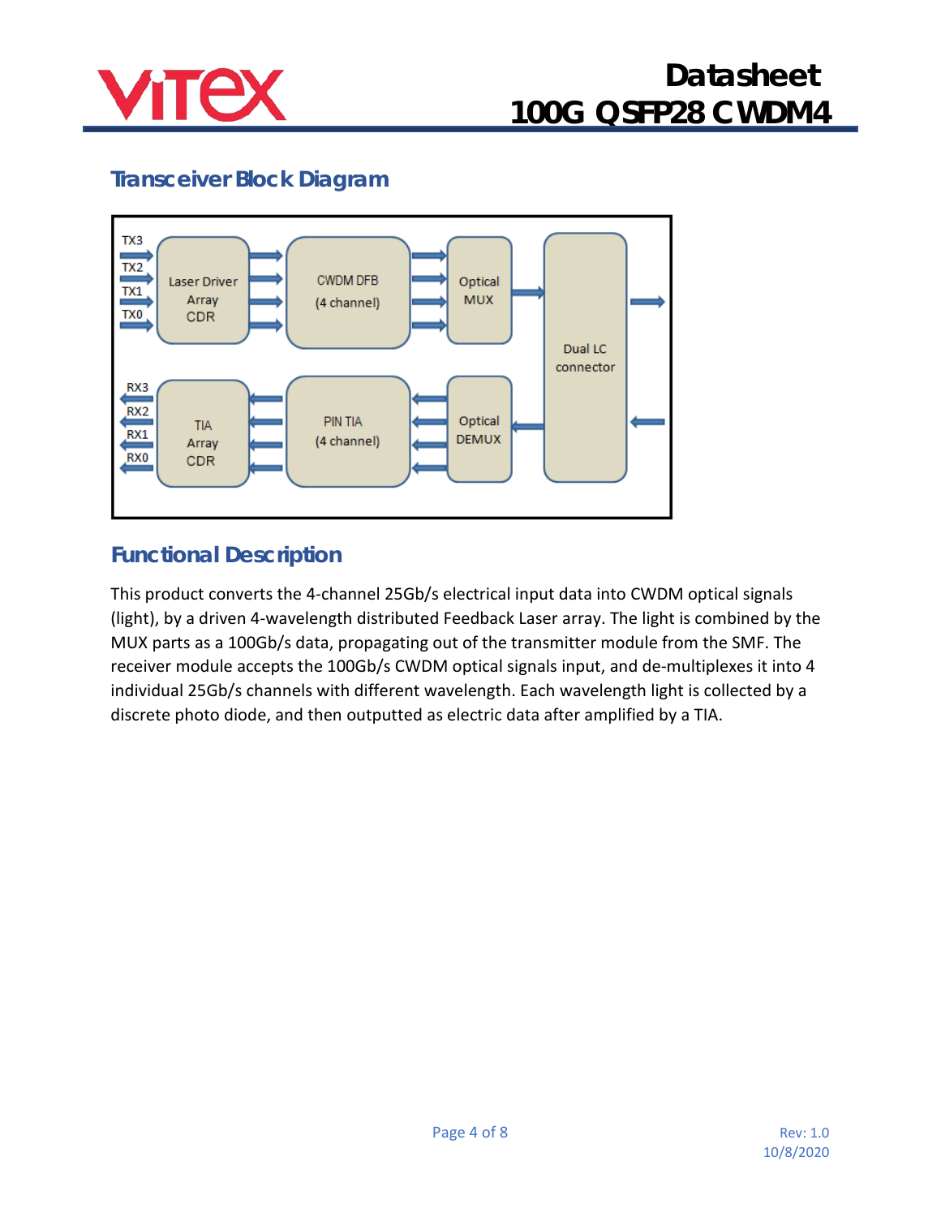## Transceiver Block Diagram

TX3
TX2
TX1
TX0

Laser Driver
Array
CDR

CWDM DFB
(4 channel)

Optical
MUX

Dual LC
connector

RX3
RX2
RX1
RX0

TIA
Array
CDR

PIN TIA
(4 channel)

Optical
DEMUX

## Functional Description

This product converts the 4-channel 25Gb/s electrical input data into CWDM optical signals (light), by a driven 4-wavelength distributed Feedback Laser array. The light is combined by the MUX parts as a 100Gb/s data, propagating out of the transmitter module from the SMF. The receiver module accepts the 100Gb/s CWDM optical signals input, and de-multiplexes it into 4 individual 25Gb/s channels with different wavelength. Each wavelength light is collected by a discrete photo diode, and then outputted as electric data after amplified by a TIA.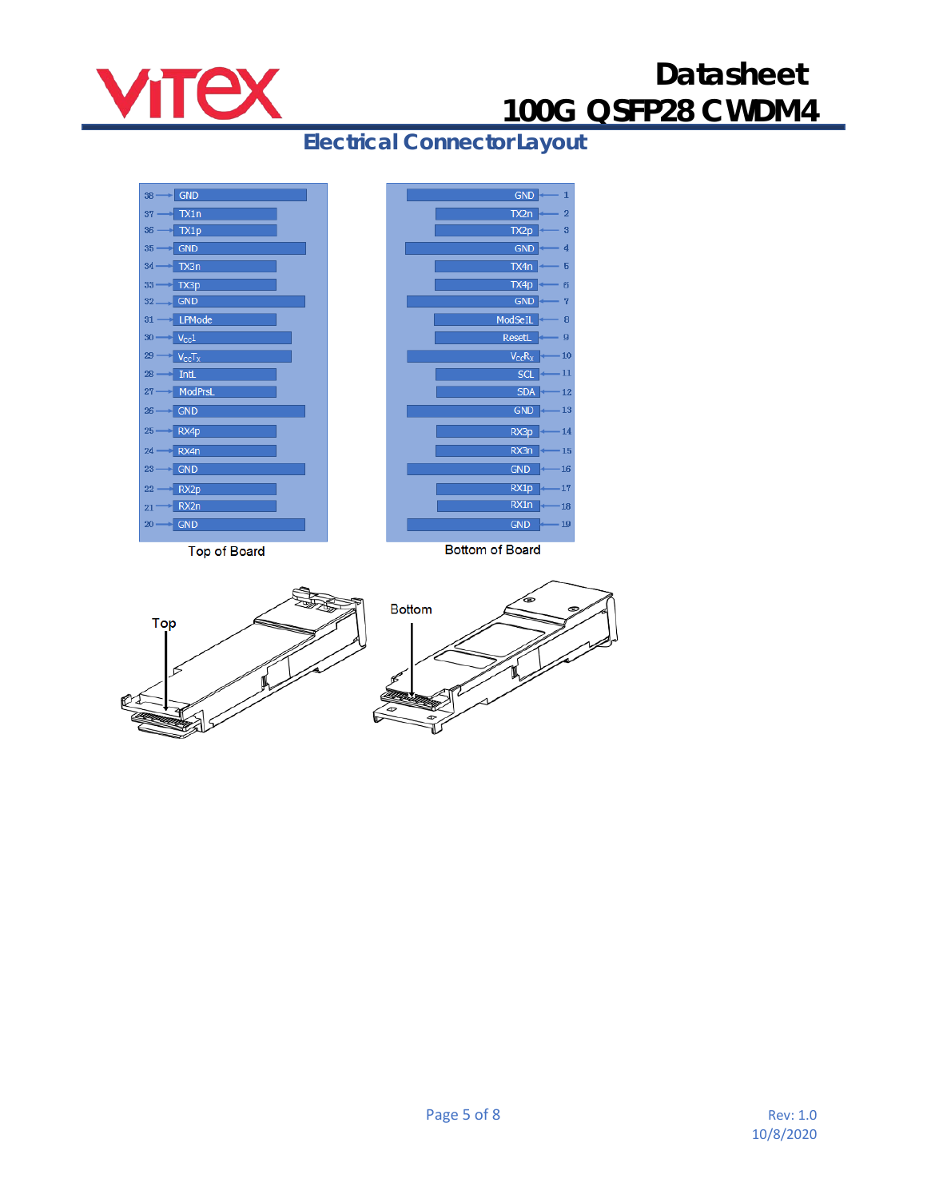## Electrical Connector Layout

| Top of Board Pin | Signal | Bottom of Board Pin | Signal |
|---|---|---|---|
| 38 | GND | 1 | GND |
| 37 | TX1n | 2 | TX2n |
| 36 | TX1p | 3 | TX2p |
| 35 | GND | 4 | GND |
| 34 | TX3n | 5 | TX4n |
| 33 | TX3p | 6 | TX4p |
| 32 | GND | 7 | GND |
| 31 | LPMode | 8 | ModSelL |
| 30 | $V_{CC}1$ | 9 | ResetL |
| 29 | $V_{CC}T_X$ | 10 | $V_{CC}R_X$ |
| 28 | IntL | 11 | SCL |
| 27 | ModPrsL | 12 | SDA |
| 26 | GND | 13 | GND |
| 25 | RX4p | 14 | RX3p |
| 24 | RX4n | 15 | RX3n |
| 23 | GND | 16 | GND |
| 22 | RX2p | 17 | RX1p |
| 21 | RX2n | 18 | RX1n |
| 20 | GND | 19 | GND |

Top of Board — Bottom of Board

Top — Bottom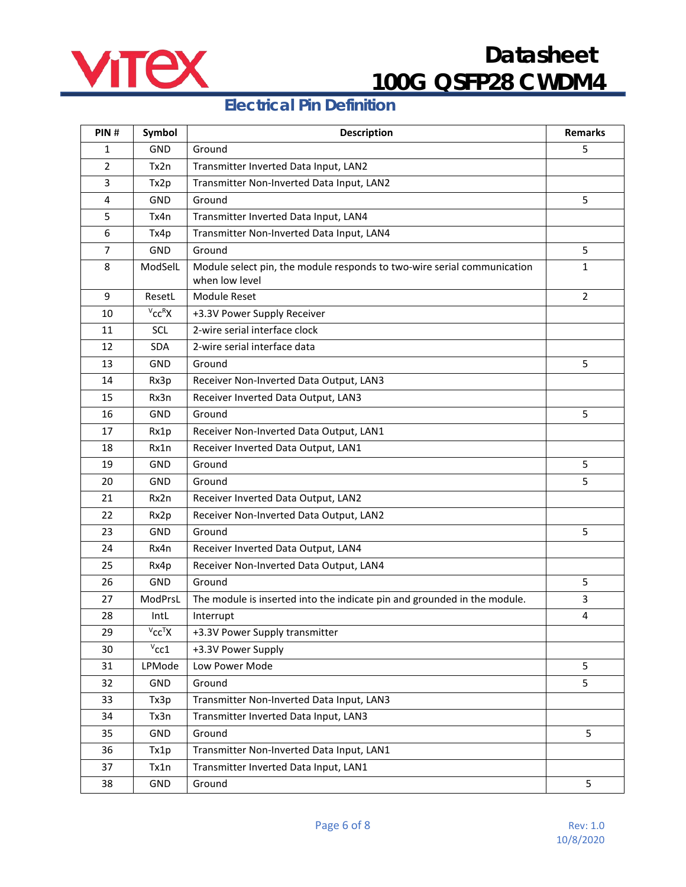## Electrical Pin Definition

| PIN # | Symbol | Description | Remarks |
|---|---|---|---|
| 1 | GND | Ground | 5 |
| 2 | Tx2n | Transmitter Inverted Data Input, LAN2 | |
| 3 | Tx2p | Transmitter Non-Inverted Data Input, LAN2 | |
| 4 | GND | Ground | 5 |
| 5 | Tx4n | Transmitter Inverted Data Input, LAN4 | |
| 6 | Tx4p | Transmitter Non-Inverted Data Input, LAN4 | |
| 7 | GND | Ground | 5 |
| 8 | ModSelL | Module select pin, the module responds to two-wire serial communication when low level | 1 |
| 9 | ResetL | Module Reset | 2 |
| 10 | $^{V}cc^{R}X$ | +3.3V Power Supply Receiver | |
| 11 | SCL | 2-wire serial interface clock | |
| 12 | SDA | 2-wire serial interface data | |
| 13 | GND | Ground | 5 |
| 14 | Rx3p | Receiver Non-Inverted Data Output, LAN3 | |
| 15 | Rx3n | Receiver Inverted Data Output, LAN3 | |
| 16 | GND | Ground | 5 |
| 17 | Rx1p | Receiver Non-Inverted Data Output, LAN1 | |
| 18 | Rx1n | Receiver Inverted Data Output, LAN1 | |
| 19 | GND | Ground | 5 |
| 20 | GND | Ground | 5 |
| 21 | Rx2n | Receiver Inverted Data Output, LAN2 | |
| 22 | Rx2p | Receiver Non-Inverted Data Output, LAN2 | |
| 23 | GND | Ground | 5 |
| 24 | Rx4n | Receiver Inverted Data Output, LAN4 | |
| 25 | Rx4p | Receiver Non-Inverted Data Output, LAN4 | |
| 26 | GND | Ground | 5 |
| 27 | ModPrsL | The module is inserted into the indicate pin and grounded in the module. | 3 |
| 28 | IntL | Interrupt | 4 |
| 29 | $^{V}cc^{T}X$ | +3.3V Power Supply transmitter | |
| 30 | $^{V}cc1$ | +3.3V Power Supply | |
| 31 | LPMode | Low Power Mode | 5 |
| 32 | GND | Ground | 5 |
| 33 | Tx3p | Transmitter Non-Inverted Data Input, LAN3 | |
| 34 | Tx3n | Transmitter Inverted Data Input, LAN3 | |
| 35 | GND | Ground | 5 |
| 36 | Tx1p | Transmitter Non-Inverted Data Input, LAN1 | |
| 37 | Tx1n | Transmitter Inverted Data Input, LAN1 | |
| 38 | GND | Ground | 5 |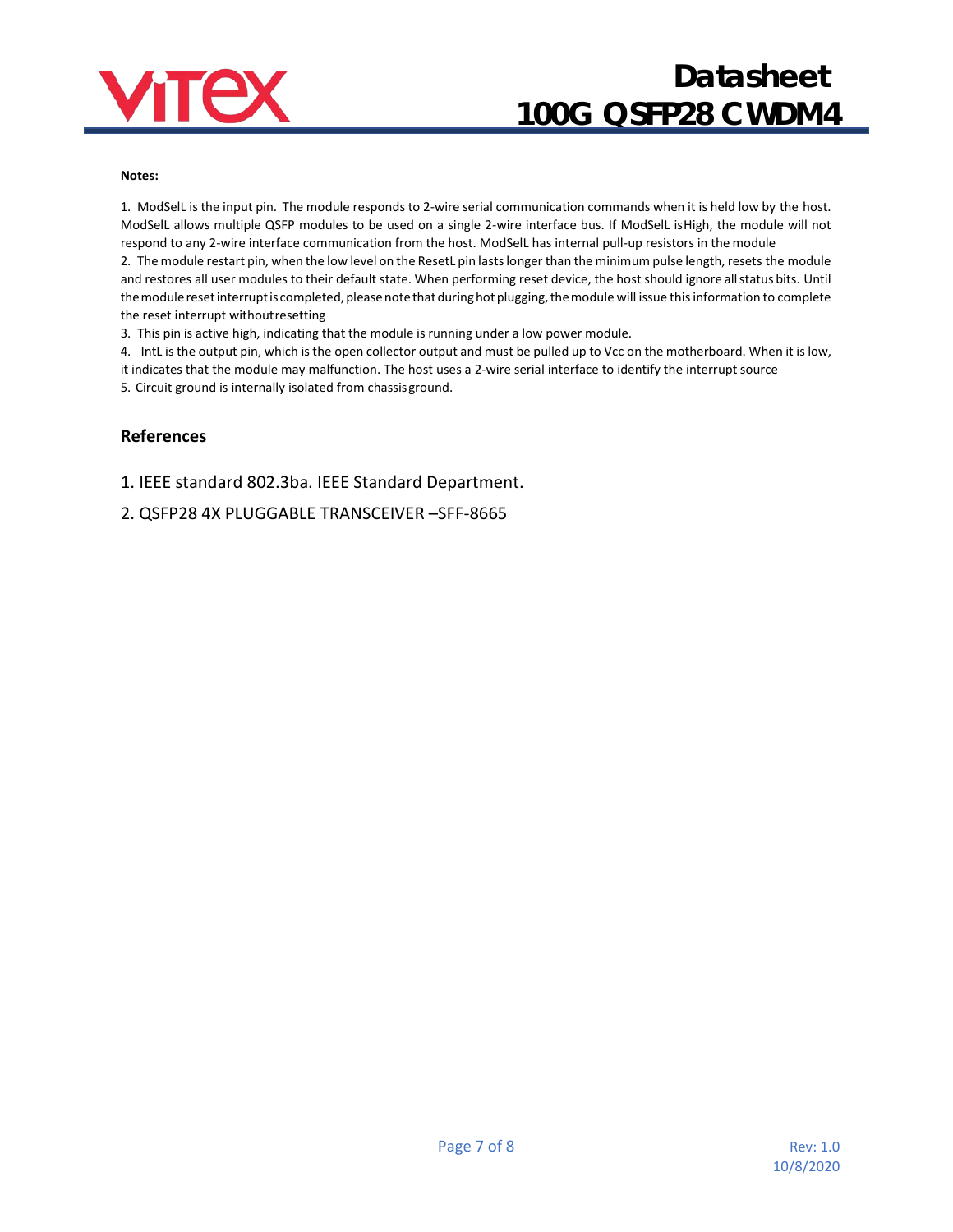**Notes:**

1. ModSelL is the input pin. The module responds to 2-wire serial communication commands when it is held low by the host. ModSelL allows multiple QSFP modules to be used on a single 2-wire interface bus. If ModSelL isHigh, the module will not respond to any 2-wire interface communication from the host. ModSelL has internal pull-up resistors in the module
2. The module restart pin, when the low level on the ResetL pin lasts longer than the minimum pulse length, resets the module and restores all user modules to their default state. When performing reset device, the host should ignore all status bits. Until the module reset interrupt is completed, please note that during hot plugging, the module will issue this information to complete the reset interrupt withoutresetting
3. This pin is active high, indicating that the module is running under a low power module.
4. IntL is the output pin, which is the open collector output and must be pulled up to Vcc on the motherboard. When it is low, it indicates that the module may malfunction. The host uses a 2-wire serial interface to identify the interrupt source
5. Circuit ground is internally isolated from chassisground.

## References

1. IEEE standard 802.3ba. IEEE Standard Department.
2. QSFP28 4X PLUGGABLE TRANSCEIVER –SFF-8665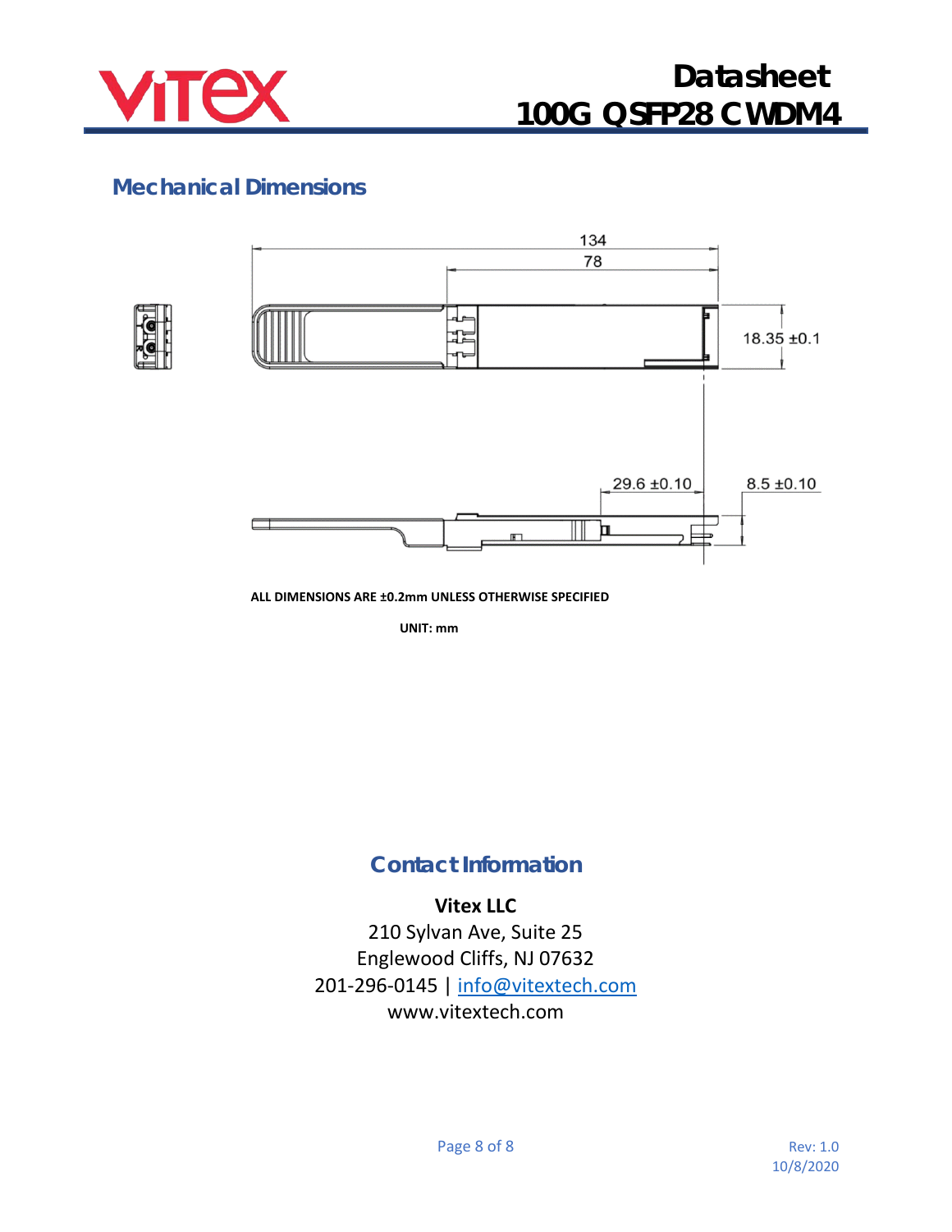## Mechanical Dimensions

134

78

18.35 ±0.1

29.6 ±0.10

8.5 ±0.10

ALL DIMENSIONS ARE ±0.2mm UNLESS OTHERWISE SPECIFIED

UNIT: mm

## Contact Information

**Vitex LLC**
210 Sylvan Ave, Suite 25
Englewood Cliffs, NJ 07632
201-296-0145 | info@vitextech.com
www.vitextech.com

Rev: 1.0
10/8/2020